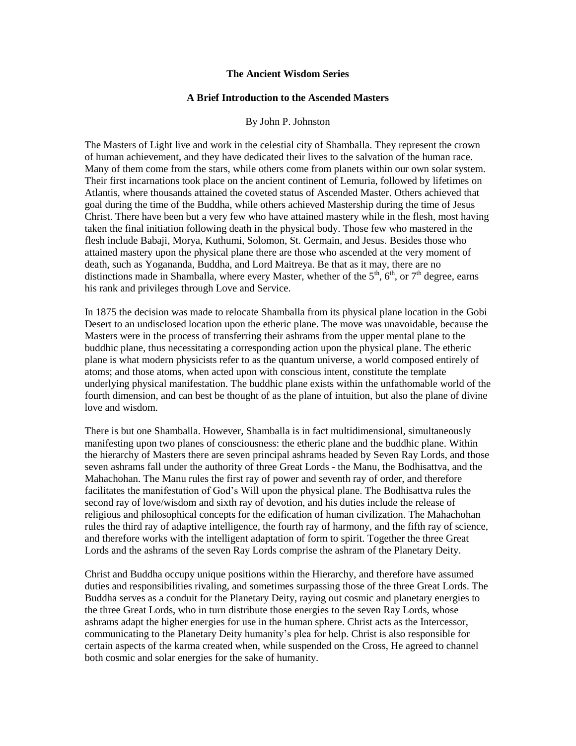# The Ancient Wisdom Series

## A Brief Introduction to the Ascended Masters

By John P. Johnston

The Masters of Light live and work in the celestial city of Shamballa. They represent the crown of human achievement, and they have dedicated their lives to the salvation of the human race. Many of them come from the stars, while others come from planets within our own solar system. Their first incarnations took place on the ancient continent of Lemuria, followed by lifetimes on Atlantis, where thousands attained the coveted status of Ascended Master. Others achieved that goal during the time of the Buddha, while others achieved Mastership during the time of Jesus Christ. There have been but a very few who have attained mastery while in the flesh, most having taken the final initiation following death in the physical body. Those few who mastered in the flesh include Babaji, Morya, Kuthumi, Solomon, St. Germain, and Jesus. Besides those who attained mastery upon the physical plane there are those who ascended at the very moment of death, such as Yogananda, Buddha, and Lord Maitreya. Be that as it may, there are no distinctions made in Shamballa, where every Master, whether of the 5th, 6th, or 7th degree, earns his rank and privileges through Love and Service.

In 1875 the decision was made to relocate Shamballa from its physical plane location in the Gobi Desert to an undisclosed location upon the etheric plane. The move was unavoidable, because the Masters were in the process of transferring their ashrams from the upper mental plane to the buddhic plane, thus necessitating a corresponding action upon the physical plane. The etheric plane is what modern physicists refer to as the quantum universe, a world composed entirely of atoms; and those atoms, when acted upon with conscious intent, constitute the template underlying physical manifestation. The buddhic plane exists within the unfathomable world of the fourth dimension, and can best be thought of as the plane of intuition, but also the plane of divine love and wisdom.

There is but one Shamballa. However, Shamballa is in fact multidimensional, simultaneously manifesting upon two planes of consciousness: the etheric plane and the buddhic plane. Within the hierarchy of Masters there are seven principal ashrams headed by Seven Ray Lords, and those seven ashrams fall under the authority of three Great Lords - the Manu, the Bodhisattva, and the Mahachohan. The Manu rules the first ray of power and seventh ray of order, and therefore facilitates the manifestation of God's Will upon the physical plane. The Bodhisattva rules the second ray of love/wisdom and sixth ray of devotion, and his duties include the release of religious and philosophical concepts for the edification of human civilization. The Mahachohan rules the third ray of adaptive intelligence, the fourth ray of harmony, and the fifth ray of science, and therefore works with the intelligent adaptation of form to spirit. Together the three Great Lords and the ashrams of the seven Ray Lords comprise the ashram of the Planetary Deity.

Christ and Buddha occupy unique positions within the Hierarchy, and therefore have assumed duties and responsibilities rivaling, and sometimes surpassing those of the three Great Lords. The Buddha serves as a conduit for the Planetary Deity, raying out cosmic and planetary energies to the three Great Lords, who in turn distribute those energies to the seven Ray Lords, whose ashrams adapt the higher energies for use in the human sphere. Christ acts as the Intercessor, communicating to the Planetary Deity humanity's plea for help. Christ is also responsible for certain aspects of the karma created when, while suspended on the Cross, He agreed to channel both cosmic and solar energies for the sake of humanity.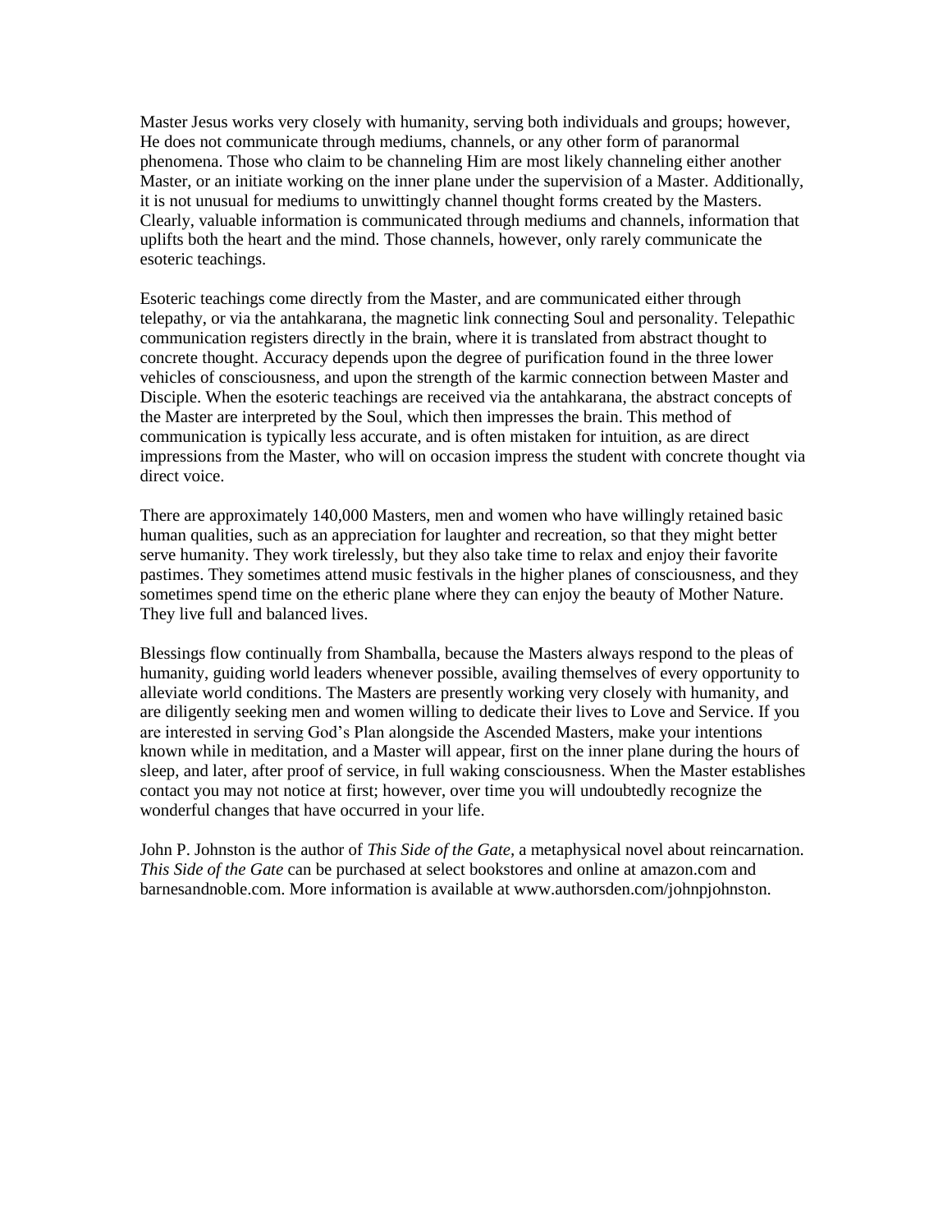Master Jesus works very closely with humanity, serving both individuals and groups; however, He does not communicate through mediums, channels, or any other form of paranormal phenomena. Those who claim to be channeling Him are most likely channeling either another Master, or an initiate working on the inner plane under the supervision of a Master. Additionally, it is not unusual for mediums to unwittingly channel thought forms created by the Masters. Clearly, valuable information is communicated through mediums and channels, information that uplifts both the heart and the mind. Those channels, however, only rarely communicate the esoteric teachings.

Esoteric teachings come directly from the Master, and are communicated either through telepathy, or via the antahkarana, the magnetic link connecting Soul and personality. Telepathic communication registers directly in the brain, where it is translated from abstract thought to concrete thought. Accuracy depends upon the degree of purification found in the three lower vehicles of consciousness, and upon the strength of the karmic connection between Master and Disciple. When the esoteric teachings are received via the antahkarana, the abstract concepts of the Master are interpreted by the Soul, which then impresses the brain. This method of communication is typically less accurate, and is often mistaken for intuition, as are direct impressions from the Master, who will on occasion impress the student with concrete thought via direct voice.

There are approximately 140,000 Masters, men and women who have willingly retained basic human qualities, such as an appreciation for laughter and recreation, so that they might better serve humanity. They work tirelessly, but they also take time to relax and enjoy their favorite pastimes. They sometimes attend music festivals in the higher planes of consciousness, and they sometimes spend time on the etheric plane where they can enjoy the beauty of Mother Nature. They live full and balanced lives.

Blessings flow continually from Shamballa, because the Masters always respond to the pleas of humanity, guiding world leaders whenever possible, availing themselves of every opportunity to alleviate world conditions. The Masters are presently working very closely with humanity, and are diligently seeking men and women willing to dedicate their lives to Love and Service. If you are interested in serving God's Plan alongside the Ascended Masters, make your intentions known while in meditation, and a Master will appear, first on the inner plane during the hours of sleep, and later, after proof of service, in full waking consciousness. When the Master establishes contact you may not notice at first; however, over time you will undoubtedly recognize the wonderful changes that have occurred in your life.

John P. Johnston is the author of *This Side of the Gate*, a metaphysical novel about reincarnation. *This Side of the Gate* can be purchased at select bookstores and online at amazon.com and barnesandnoble.com. More information is available at www.authorsden.com/johnpjohnston.